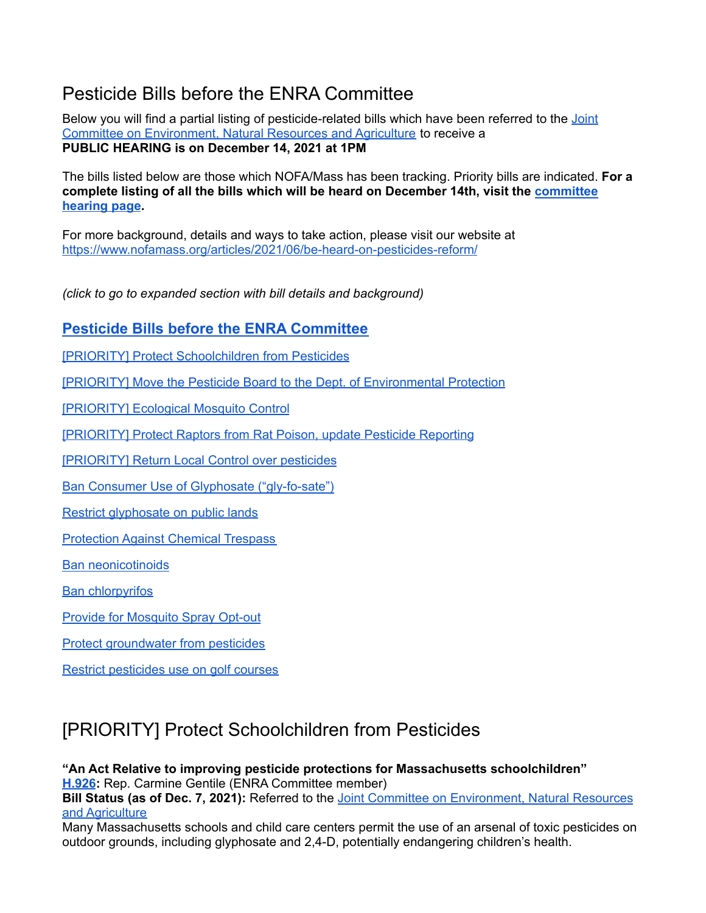# Pesticide Bills before the ENRA Committee

Below you will find a partial listing of pesticide-related bills which have been referred to the Joint Committee on Environment, Natural Resources and Agriculture to receive a
**PUBLIC HEARING is on December 14, 2021 at 1PM**

The bills listed below are those which NOFA/Mass has been tracking. Priority bills are indicated. **For a complete listing of all the bills which will be heard on December 14th, visit the committee hearing page.**

For more background, details and ways to take action, please visit our website at https://www.nofamass.org/articles/2021/06/be-heard-on-pesticides-reform/

*(click to go to expanded section with bill details and background)*

**Pesticide Bills before the ENRA Committee**

[PRIORITY] Protect Schoolchildren from Pesticides

[PRIORITY] Move the Pesticide Board to the Dept. of Environmental Protection

[PRIORITY] Ecological Mosquito Control

[PRIORITY] Protect Raptors from Rat Poison, update Pesticide Reporting

[PRIORITY] Return Local Control over pesticides

Ban Consumer Use of Glyphosate (“gly-fo-sate”)

Restrict glyphosate on public lands

Protection Against Chemical Trespass

Ban neonicotinoids

Ban chlorpyrifos

Provide for Mosquito Spray Opt-out

Protect groundwater from pesticides

Restrict pesticides use on golf courses

# [PRIORITY] Protect Schoolchildren from Pesticides

**“An Act Relative to improving pesticide protections for Massachusetts schoolchildren”**
**H.926:** Rep. Carmine Gentile (ENRA Committee member)
**Bill Status (as of Dec. 7, 2021):** Referred to the Joint Committee on Environment, Natural Resources and Agriculture
Many Massachusetts schools and child care centers permit the use of an arsenal of toxic pesticides on outdoor grounds, including glyphosate and 2,4-D, potentially endangering children’s health.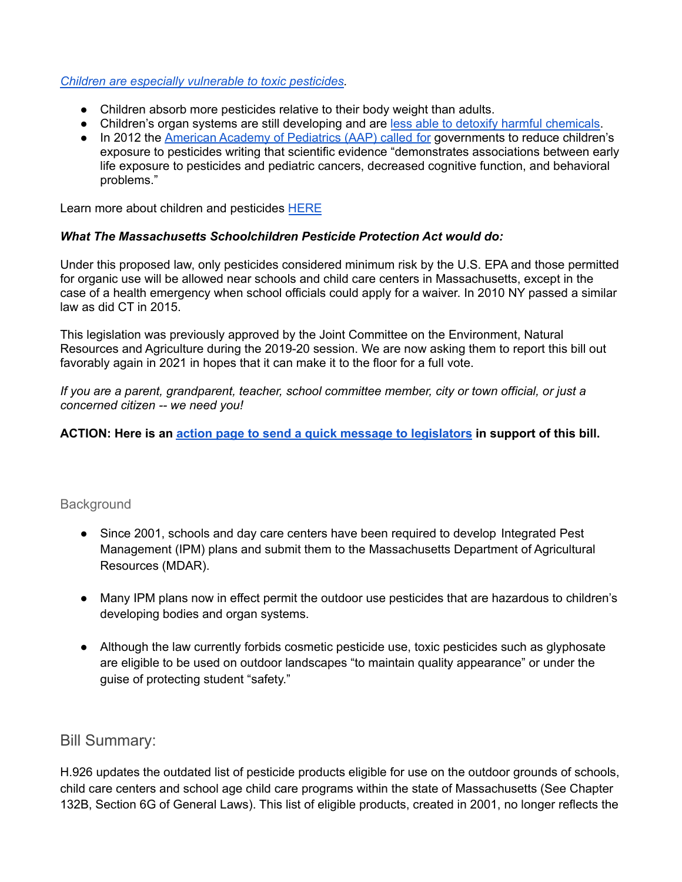*[Children are especially vulnerable to toxic pesticides](#).*

- Children absorb more pesticides relative to their body weight than adults.
- Children's organ systems are still developing and are [less able to detoxify harmful chemicals](#).
- In 2012 the [American Academy of Pediatrics (AAP) called for](#) governments to reduce children's exposure to pesticides writing that scientific evidence "demonstrates associations between early life exposure to pesticides and pediatric cancers, decreased cognitive function, and behavioral problems."

Learn more about children and pesticides [HERE](#)

***What The Massachusetts Schoolchildren Pesticide Protection Act would do:***

Under this proposed law, only pesticides considered minimum risk by the U.S. EPA and those permitted for organic use will be allowed near schools and child care centers in Massachusetts, except in the case of a health emergency when school officials could apply for a waiver. In 2010 NY passed a similar law as did CT in 2015.

This legislation was previously approved by the Joint Committee on the Environment, Natural Resources and Agriculture during the 2019-20 session. We are now asking them to report this bill out favorably again in 2021 in hopes that it can make it to the floor for a full vote.

*If you are a parent, grandparent, teacher, school committee member, city or town official, or just a concerned citizen -- we need you!*

**ACTION: Here is an [action page to send a quick message to legislators](#) in support of this bill.**

### Background

- Since 2001, schools and day care centers have been required to develop Integrated Pest Management (IPM) plans and submit them to the Massachusetts Department of Agricultural Resources (MDAR).

- Many IPM plans now in effect permit the outdoor use pesticides that are hazardous to children's developing bodies and organ systems.

- Although the law currently forbids cosmetic pesticide use, toxic pesticides such as glyphosate are eligible to be used on outdoor landscapes "to maintain quality appearance" or under the guise of protecting student "safety."

## Bill Summary:

H.926 updates the outdated list of pesticide products eligible for use on the outdoor grounds of schools, child care centers and school age child care programs within the state of Massachusetts (See Chapter 132B, Section 6G of General Laws). This list of eligible products, created in 2001, no longer reflects the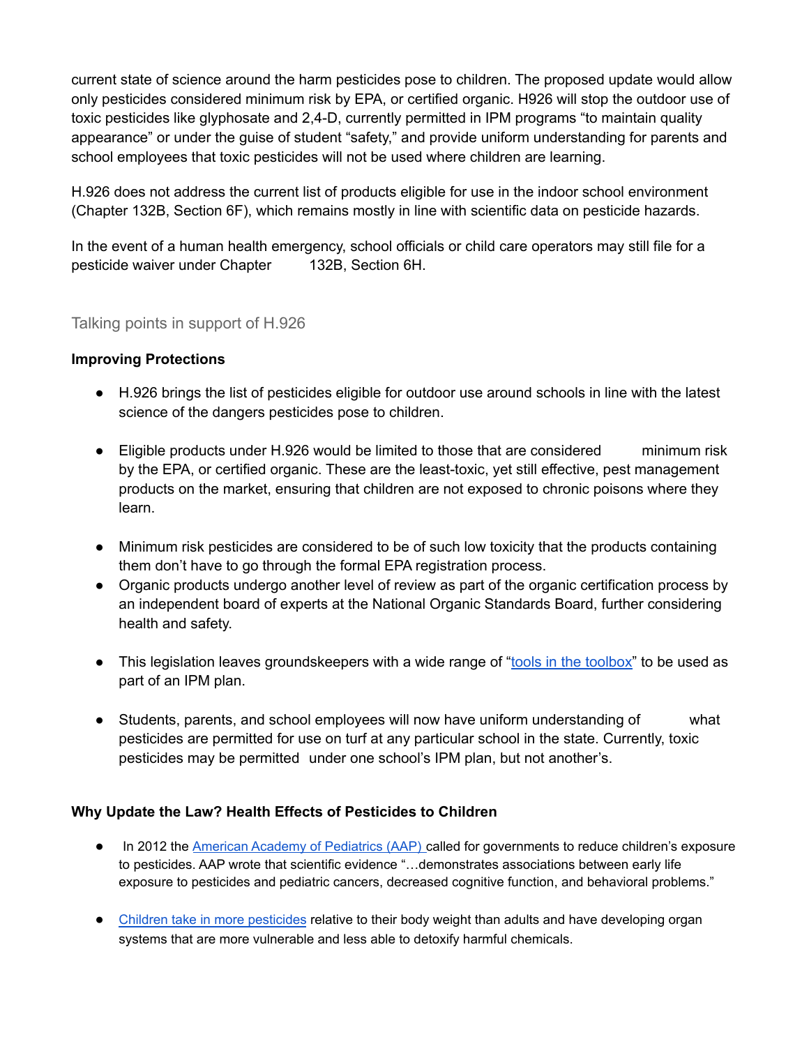current state of science around the harm pesticides pose to children. The proposed update would allow only pesticides considered minimum risk by EPA, or certified organic. H926 will stop the outdoor use of toxic pesticides like glyphosate and 2,4-D, currently permitted in IPM programs "to maintain quality appearance" or under the guise of student "safety," and provide uniform understanding for parents and school employees that toxic pesticides will not be used where children are learning.

H.926 does not address the current list of products eligible for use in the indoor school environment (Chapter 132B, Section 6F), which remains mostly in line with scientific data on pesticide hazards.

In the event of a human health emergency, school officials or child care operators may still file for a pesticide waiver under Chapter 132B, Section 6H.

## Talking points in support of H.926

**Improving Protections**

- H.926 brings the list of pesticides eligible for outdoor use around schools in line with the latest science of the dangers pesticides pose to children.

- Eligible products under H.926 would be limited to those that are considered minimum risk by the EPA, or certified organic. These are the least-toxic, yet still effective, pest management products on the market, ensuring that children are not exposed to chronic poisons where they learn.

- Minimum risk pesticides are considered to be of such low toxicity that the products containing them don't have to go through the formal EPA registration process.
- Organic products undergo another level of review as part of the organic certification process by an independent board of experts at the National Organic Standards Board, further considering health and safety.

- This legislation leaves groundskeepers with a wide range of "tools in the toolbox" to be used as part of an IPM plan.

- Students, parents, and school employees will now have uniform understanding of what pesticides are permitted for use on turf at any particular school in the state. Currently, toxic pesticides may be permitted under one school's IPM plan, but not another's.

**Why Update the Law? Health Effects of Pesticides to Children**

- In 2012 the American Academy of Pediatrics (AAP) called for governments to reduce children's exposure to pesticides. AAP wrote that scientific evidence "…demonstrates associations between early life exposure to pesticides and pediatric cancers, decreased cognitive function, and behavioral problems."

- Children take in more pesticides relative to their body weight than adults and have developing organ systems that are more vulnerable and less able to detoxify harmful chemicals.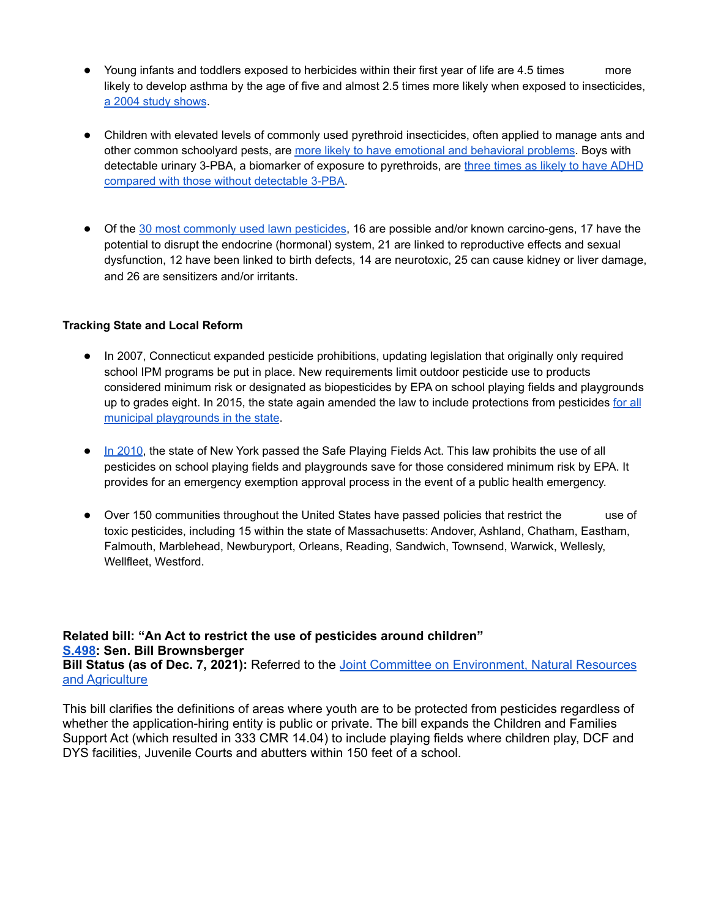- Young infants and toddlers exposed to herbicides within their first year of life are 4.5 times more likely to develop asthma by the age of five and almost 2.5 times more likely when exposed to insecticides, a 2004 study shows.

- Children with elevated levels of commonly used pyrethroid insecticides, often applied to manage ants and other common schoolyard pests, are more likely to have emotional and behavioral problems. Boys with detectable urinary 3-PBA, a biomarker of exposure to pyrethroids, are three times as likely to have ADHD compared with those without detectable 3-PBA.

- Of the 30 most commonly used lawn pesticides, 16 are possible and/or known carcino-gens, 17 have the potential to disrupt the endocrine (hormonal) system, 21 are linked to reproductive effects and sexual dysfunction, 12 have been linked to birth defects, 14 are neurotoxic, 25 can cause kidney or liver damage, and 26 are sensitizers and/or irritants.

**Tracking State and Local Reform**

- In 2007, Connecticut expanded pesticide prohibitions, updating legislation that originally only required school IPM programs be put in place. New requirements limit outdoor pesticide use to products considered minimum risk or designated as biopesticides by EPA on school playing fields and playgrounds up to grades eight. In 2015, the state again amended the law to include protections from pesticides for all municipal playgrounds in the state.

- In 2010, the state of New York passed the Safe Playing Fields Act. This law prohibits the use of all pesticides on school playing fields and playgrounds save for those considered minimum risk by EPA. It provides for an emergency exemption approval process in the event of a public health emergency.

- Over 150 communities throughout the United States have passed policies that restrict the use of toxic pesticides, including 15 within the state of Massachusetts: Andover, Ashland, Chatham, Eastham, Falmouth, Marblehead, Newburyport, Orleans, Reading, Sandwich, Townsend, Warwick, Wellesly, Wellfleet, Westford.

**Related bill: "An Act to restrict the use of pesticides around children"**
**S.498: Sen. Bill Brownsberger**
**Bill Status (as of Dec. 7, 2021):** Referred to the Joint Committee on Environment, Natural Resources and Agriculture

This bill clarifies the definitions of areas where youth are to be protected from pesticides regardless of whether the application-hiring entity is public or private. The bill expands the Children and Families Support Act (which resulted in 333 CMR 14.04) to include playing fields where children play, DCF and DYS facilities, Juvenile Courts and abutters within 150 feet of a school.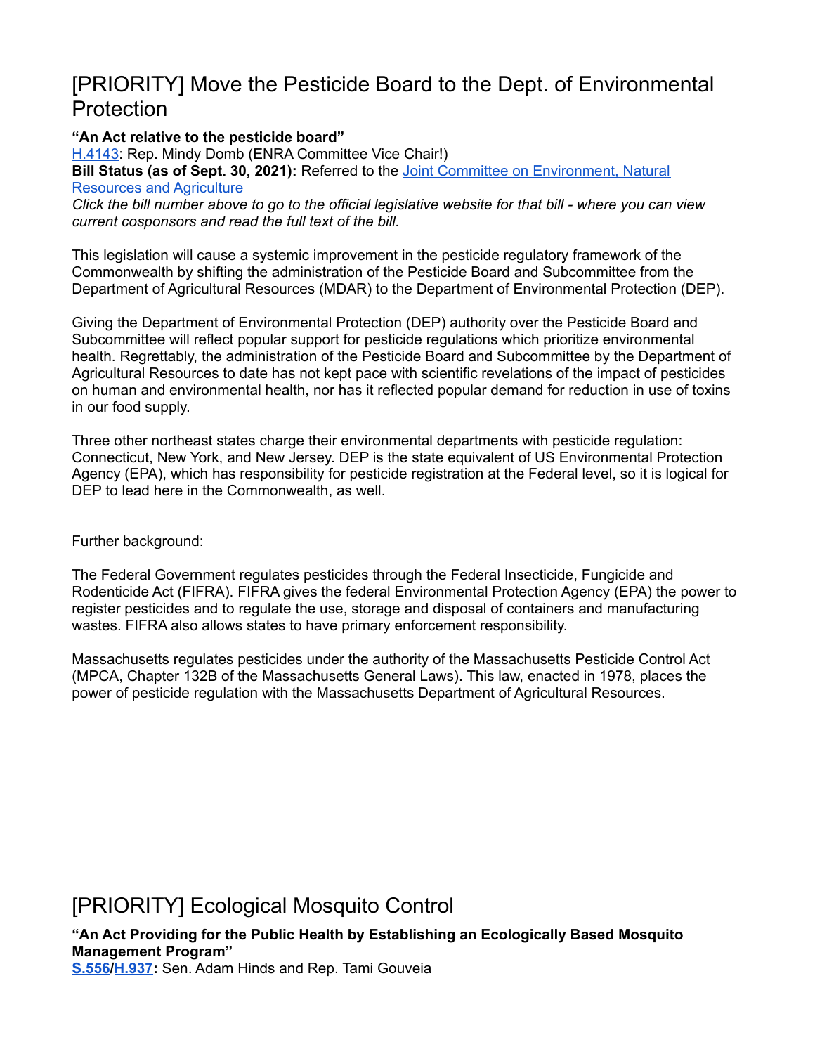# [PRIORITY] Move the Pesticide Board to the Dept. of Environmental Protection

**"An Act relative to the pesticide board"**
H.4143: Rep. Mindy Domb (ENRA Committee Vice Chair!)
**Bill Status (as of Sept. 30, 2021):** Referred to the Joint Committee on Environment, Natural Resources and Agriculture
*Click the bill number above to go to the official legislative website for that bill - where you can view current cosponsors and read the full text of the bill.*

This legislation will cause a systemic improvement in the pesticide regulatory framework of the Commonwealth by shifting the administration of the Pesticide Board and Subcommittee from the Department of Agricultural Resources (MDAR) to the Department of Environmental Protection (DEP).

Giving the Department of Environmental Protection (DEP) authority over the Pesticide Board and Subcommittee will reflect popular support for pesticide regulations which prioritize environmental health. Regrettably, the administration of the Pesticide Board and Subcommittee by the Department of Agricultural Resources to date has not kept pace with scientific revelations of the impact of pesticides on human and environmental health, nor has it reflected popular demand for reduction in use of toxins in our food supply.

Three other northeast states charge their environmental departments with pesticide regulation: Connecticut, New York, and New Jersey. DEP is the state equivalent of US Environmental Protection Agency (EPA), which has responsibility for pesticide registration at the Federal level, so it is logical for DEP to lead here in the Commonwealth, as well.

Further background:

The Federal Government regulates pesticides through the Federal Insecticide, Fungicide and Rodenticide Act (FIFRA). FIFRA gives the federal Environmental Protection Agency (EPA) the power to register pesticides and to regulate the use, storage and disposal of containers and manufacturing wastes. FIFRA also allows states to have primary enforcement responsibility.

Massachusetts regulates pesticides under the authority of the Massachusetts Pesticide Control Act (MPCA, Chapter 132B of the Massachusetts General Laws). This law, enacted in 1978, places the power of pesticide regulation with the Massachusetts Department of Agricultural Resources.

# [PRIORITY] Ecological Mosquito Control

**"An Act Providing for the Public Health by Establishing an Ecologically Based Mosquito Management Program"**
**S.556/H.937:** Sen. Adam Hinds and Rep. Tami Gouveia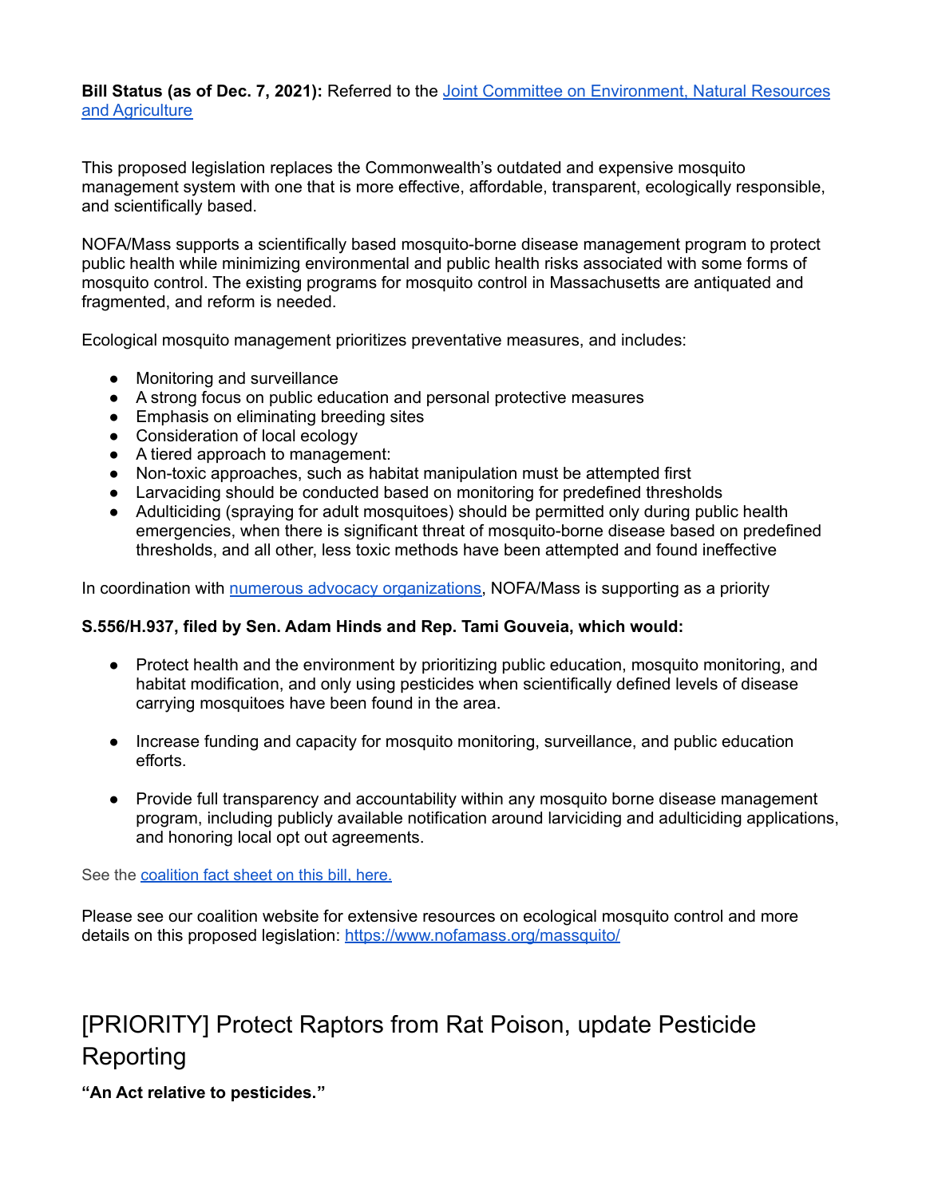**Bill Status (as of Dec. 7, 2021):** Referred to the [Joint Committee on Environment, Natural Resources and Agriculture]

This proposed legislation replaces the Commonwealth's outdated and expensive mosquito management system with one that is more effective, affordable, transparent, ecologically responsible, and scientifically based.

NOFA/Mass supports a scientifically based mosquito-borne disease management program to protect public health while minimizing environmental and public health risks associated with some forms of mosquito control. The existing programs for mosquito control in Massachusetts are antiquated and fragmented, and reform is needed.

Ecological mosquito management prioritizes preventative measures, and includes:

- Monitoring and surveillance
- A strong focus on public education and personal protective measures
- Emphasis on eliminating breeding sites
- Consideration of local ecology
- A tiered approach to management:
- Non-toxic approaches, such as habitat manipulation must be attempted first
- Larvaciding should be conducted based on monitoring for predefined thresholds
- Adulticiding (spraying for adult mosquitoes) should be permitted only during public health emergencies, when there is significant threat of mosquito-borne disease based on predefined thresholds, and all other, less toxic methods have been attempted and found ineffective

In coordination with [numerous advocacy organizations], NOFA/Mass is supporting as a priority

**S.556/H.937, filed by Sen. Adam Hinds and Rep. Tami Gouveia, which would:**

- Protect health and the environment by prioritizing public education, mosquito monitoring, and habitat modification, and only using pesticides when scientifically defined levels of disease carrying mosquitoes have been found in the area.

- Increase funding and capacity for mosquito monitoring, surveillance, and public education efforts.

- Provide full transparency and accountability within any mosquito borne disease management program, including publicly available notification around larviciding and adulticiding applications, and honoring local opt out agreements.

See the [coalition fact sheet on this bill, here.]

Please see our coalition website for extensive resources on ecological mosquito control and more details on this proposed legislation: https://www.nofamass.org/massquito/

## [PRIORITY] Protect Raptors from Rat Poison, update Pesticide Reporting

**"An Act relative to pesticides."**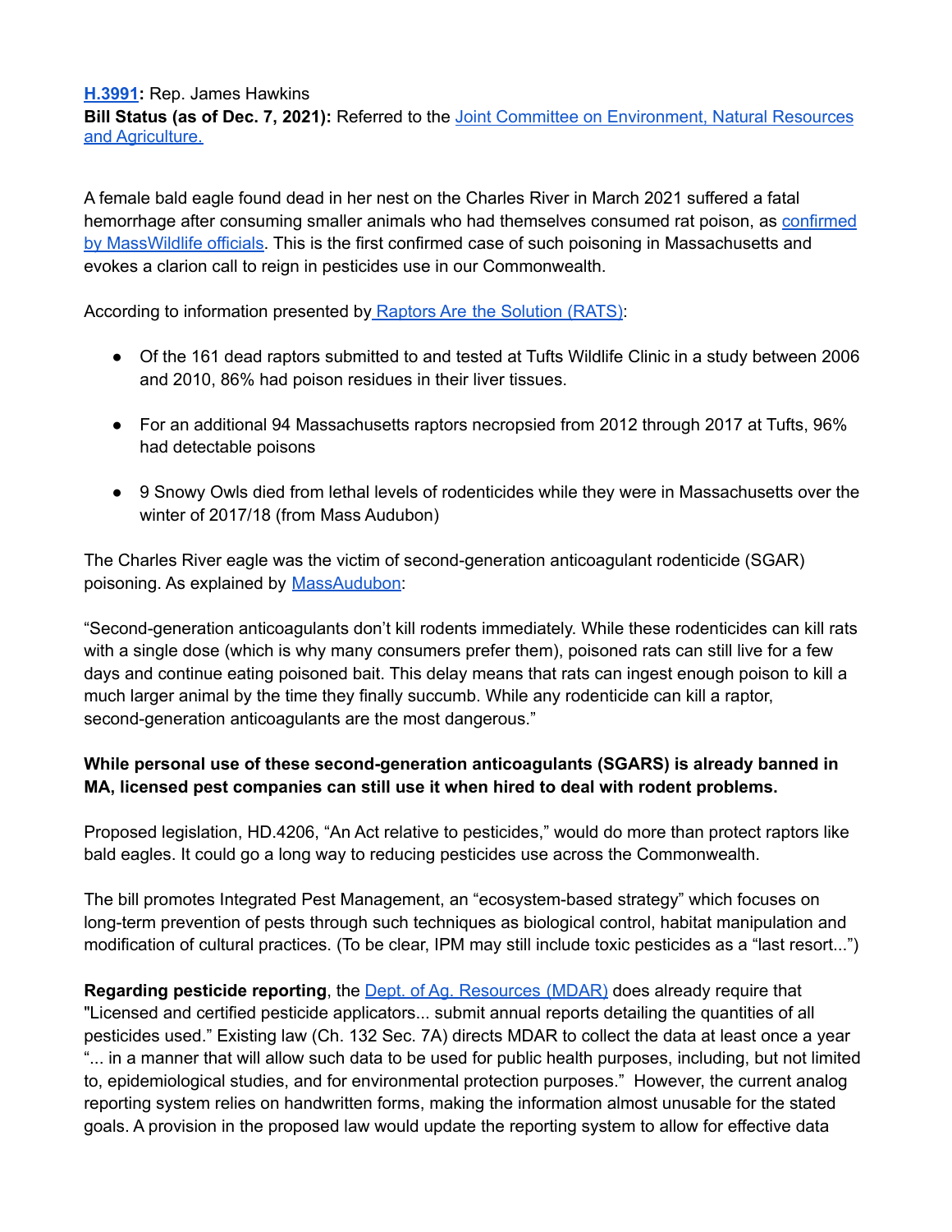**H.3991: Rep. James Hawkins**
**Bill Status (as of Dec. 7, 2021):** Referred to the Joint Committee on Environment, Natural Resources and Agriculture.

A female bald eagle found dead in her nest on the Charles River in March 2021 suffered a fatal hemorrhage after consuming smaller animals who had themselves consumed rat poison, as confirmed by MassWildlife officials. This is the first confirmed case of such poisoning in Massachusetts and evokes a clarion call to reign in pesticides use in our Commonwealth.

According to information presented by Raptors Are the Solution (RATS):

- Of the 161 dead raptors submitted to and tested at Tufts Wildlife Clinic in a study between 2006 and 2010, 86% had poison residues in their liver tissues.
- For an additional 94 Massachusetts raptors necropsied from 2012 through 2017 at Tufts, 96% had detectable poisons
- 9 Snowy Owls died from lethal levels of rodenticides while they were in Massachusetts over the winter of 2017/18 (from Mass Audubon)

The Charles River eagle was the victim of second-generation anticoagulant rodenticide (SGAR) poisoning. As explained by MassAudubon:

"Second-generation anticoagulants don't kill rodents immediately. While these rodenticides can kill rats with a single dose (which is why many consumers prefer them), poisoned rats can still live for a few days and continue eating poisoned bait. This delay means that rats can ingest enough poison to kill a much larger animal by the time they finally succumb. While any rodenticide can kill a raptor, second-generation anticoagulants are the most dangerous."

**While personal use of these second-generation anticoagulants (SGARS) is already banned in MA, licensed pest companies can still use it when hired to deal with rodent problems.**

Proposed legislation, HD.4206, "An Act relative to pesticides," would do more than protect raptors like bald eagles. It could go a long way to reducing pesticides use across the Commonwealth.

The bill promotes Integrated Pest Management, an "ecosystem-based strategy" which focuses on long-term prevention of pests through such techniques as biological control, habitat manipulation and modification of cultural practices. (To be clear, IPM may still include toxic pesticides as a "last resort...")

**Regarding pesticide reporting**, the Dept. of Ag. Resources (MDAR) does already require that "Licensed and certified pesticide applicators... submit annual reports detailing the quantities of all pesticides used." Existing law (Ch. 132 Sec. 7A) directs MDAR to collect the data at least once a year "... in a manner that will allow such data to be used for public health purposes, including, but not limited to, epidemiological studies, and for environmental protection purposes." However, the current analog reporting system relies on handwritten forms, making the information almost unusable for the stated goals. A provision in the proposed law would update the reporting system to allow for effective data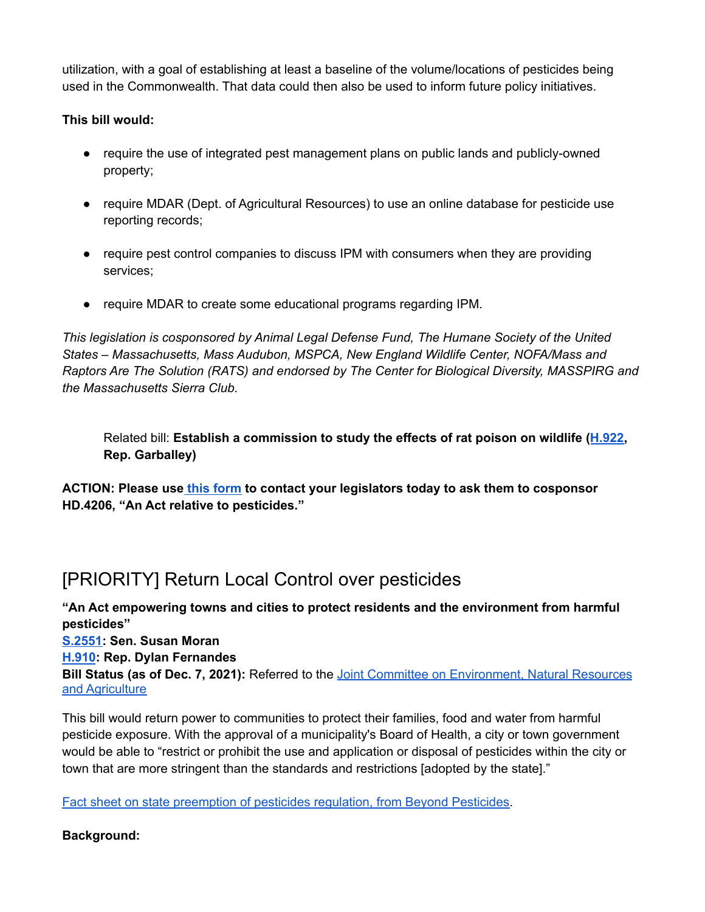utilization, with a goal of establishing at least a baseline of the volume/locations of pesticides being used in the Commonwealth. That data could then also be used to inform future policy initiatives.

**This bill would:**

- require the use of integrated pest management plans on public lands and publicly-owned property;
- require MDAR (Dept. of Agricultural Resources) to use an online database for pesticide use reporting records;
- require pest control companies to discuss IPM with consumers when they are providing services;
- require MDAR to create some educational programs regarding IPM.

*This legislation is cosponsored by Animal Legal Defense Fund, The Humane Society of the United States – Massachusetts, Mass Audubon, MSPCA, New England Wildlife Center, NOFA/Mass and Raptors Are The Solution (RATS) and endorsed by The Center for Biological Diversity, MASSPIRG and the Massachusetts Sierra Club.*

> Related bill: **Establish a commission to study the effects of rat poison on wildlife (H.922, Rep. Garballey)**

**ACTION: Please use this form to contact your legislators today to ask them to cosponsor HD.4206, "An Act relative to pesticides."**

## [PRIORITY] Return Local Control over pesticides

**"An Act empowering towns and cities to protect residents and the environment from harmful pesticides"**
**S.2551: Sen. Susan Moran**
**H.910: Rep. Dylan Fernandes**
**Bill Status (as of Dec. 7, 2021):** Referred to the Joint Committee on Environment, Natural Resources and Agriculture

This bill would return power to communities to protect their families, food and water from harmful pesticide exposure. With the approval of a municipality's Board of Health, a city or town government would be able to "restrict or prohibit the use and application or disposal of pesticides within the city or town that are more stringent than the standards and restrictions [adopted by the state]."

Fact sheet on state preemption of pesticides regulation, from Beyond Pesticides.

**Background:**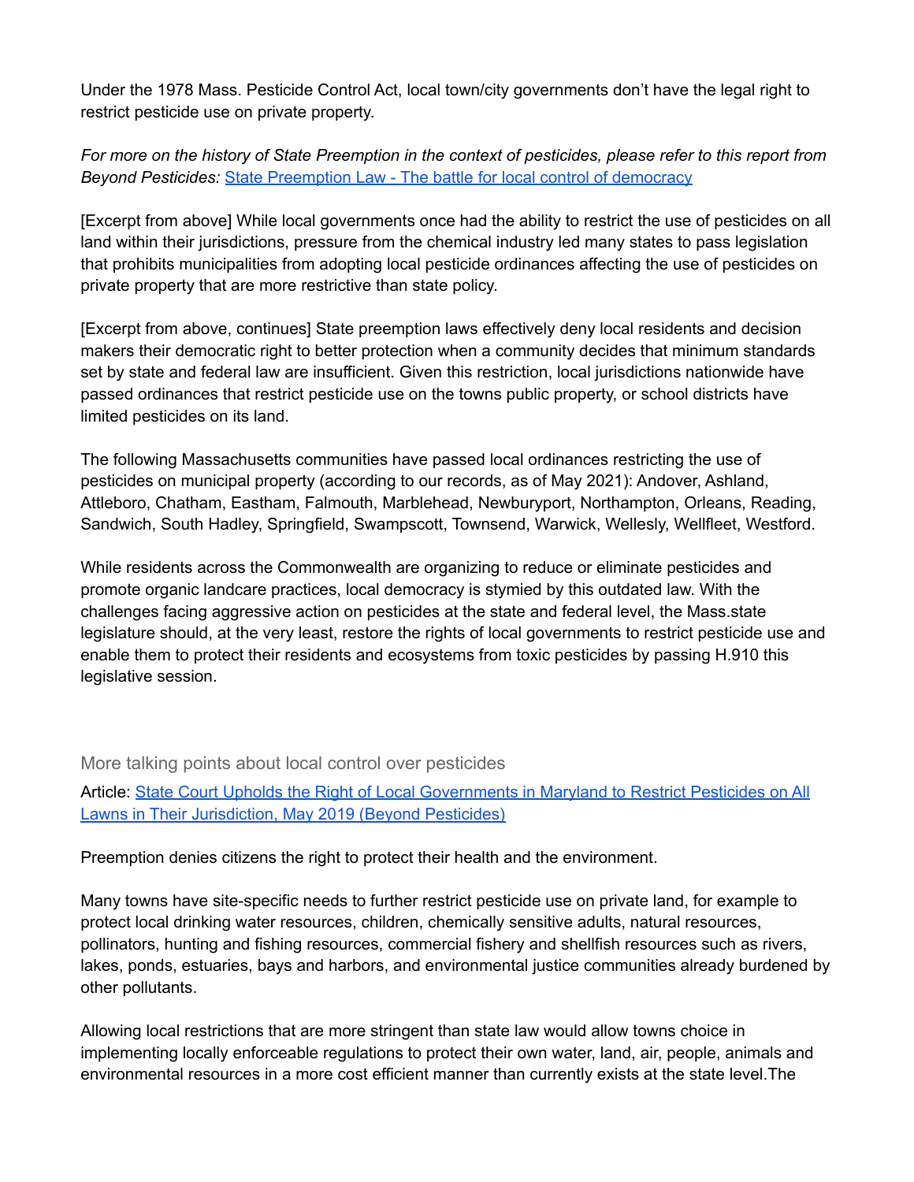Under the 1978 Mass. Pesticide Control Act, local town/city governments don't have the legal right to restrict pesticide use on private property.

*For more on the history of State Preemption in the context of pesticides, please refer to this report from Beyond Pesticides:* [State Preemption Law - The battle for local control of democracy]()

[Excerpt from above] While local governments once had the ability to restrict the use of pesticides on all land within their jurisdictions, pressure from the chemical industry led many states to pass legislation that prohibits municipalities from adopting local pesticide ordinances affecting the use of pesticides on private property that are more restrictive than state policy.

[Excerpt from above, continues] State preemption laws effectively deny local residents and decision makers their democratic right to better protection when a community decides that minimum standards set by state and federal law are insufficient. Given this restriction, local jurisdictions nationwide have passed ordinances that restrict pesticide use on the towns public property, or school districts have limited pesticides on its land.

The following Massachusetts communities have passed local ordinances restricting the use of pesticides on municipal property (according to our records, as of May 2021): Andover, Ashland, Attleboro, Chatham, Eastham, Falmouth, Marblehead, Newburyport, Northampton, Orleans, Reading, Sandwich, South Hadley, Springfield, Swampscott, Townsend, Warwick, Wellesly, Wellfleet, Westford.

While residents across the Commonwealth are organizing to reduce or eliminate pesticides and promote organic landcare practices, local democracy is stymied by this outdated law. With the challenges facing aggressive action on pesticides at the state and federal level, the Mass.state legislature should, at the very least, restore the rights of local governments to restrict pesticide use and enable them to protect their residents and ecosystems from toxic pesticides by passing H.910 this legislative session.

### More talking points about local control over pesticides

Article: [State Court Upholds the Right of Local Governments in Maryland to Restrict Pesticides on All Lawns in Their Jurisdiction, May 2019 (Beyond Pesticides)]()

Preemption denies citizens the right to protect their health and the environment.

Many towns have site-specific needs to further restrict pesticide use on private land, for example to protect local drinking water resources, children, chemically sensitive adults, natural resources, pollinators, hunting and fishing resources, commercial fishery and shellfish resources such as rivers, lakes, ponds, estuaries, bays and harbors, and environmental justice communities already burdened by other pollutants.

Allowing local restrictions that are more stringent than state law would allow towns choice in implementing locally enforceable regulations to protect their own water, land, air, people, animals and environmental resources in a more cost efficient manner than currently exists at the state level.The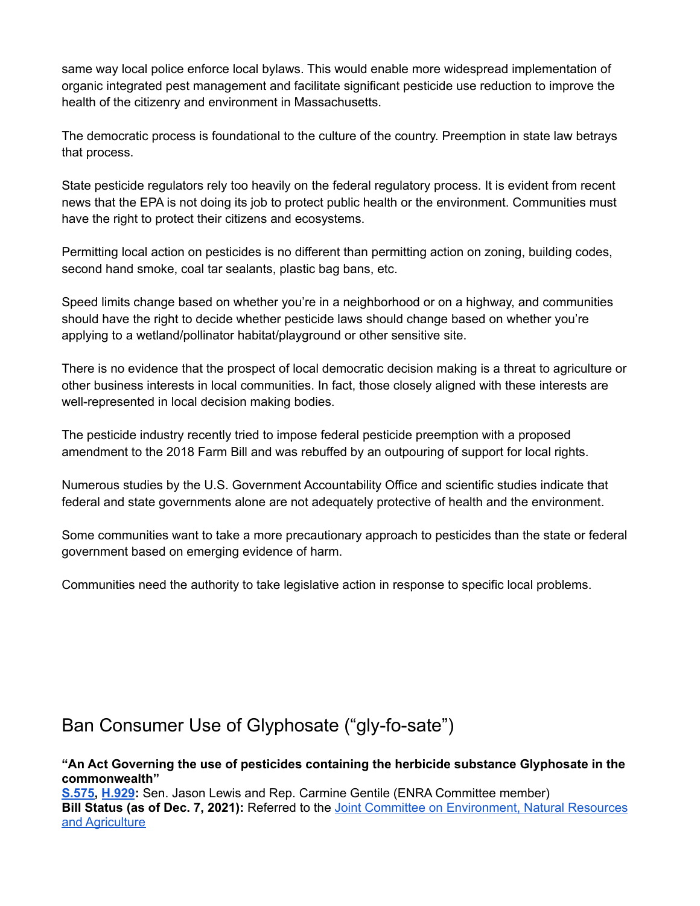same way local police enforce local bylaws. This would enable more widespread implementation of organic integrated pest management and facilitate significant pesticide use reduction to improve the health of the citizenry and environment in Massachusetts.

The democratic process is foundational to the culture of the country. Preemption in state law betrays that process.

State pesticide regulators rely too heavily on the federal regulatory process. It is evident from recent news that the EPA is not doing its job to protect public health or the environment. Communities must have the right to protect their citizens and ecosystems.

Permitting local action on pesticides is no different than permitting action on zoning, building codes, second hand smoke, coal tar sealants, plastic bag bans, etc.

Speed limits change based on whether you're in a neighborhood or on a highway, and communities should have the right to decide whether pesticide laws should change based on whether you're applying to a wetland/pollinator habitat/playground or other sensitive site.

There is no evidence that the prospect of local democratic decision making is a threat to agriculture or other business interests in local communities. In fact, those closely aligned with these interests are well-represented in local decision making bodies.

The pesticide industry recently tried to impose federal pesticide preemption with a proposed amendment to the 2018 Farm Bill and was rebuffed by an outpouring of support for local rights.

Numerous studies by the U.S. Government Accountability Office and scientific studies indicate that federal and state governments alone are not adequately protective of health and the environment.

Some communities want to take a more precautionary approach to pesticides than the state or federal government based on emerging evidence of harm.

Communities need the authority to take legislative action in response to specific local problems.

## Ban Consumer Use of Glyphosate ("gly-fo-sate")

**"An Act Governing the use of pesticides containing the herbicide substance Glyphosate in the commonwealth"**
**S.575, H.929:** Sen. Jason Lewis and Rep. Carmine Gentile (ENRA Committee member)
**Bill Status (as of Dec. 7, 2021):** Referred to the Joint Committee on Environment, Natural Resources and Agriculture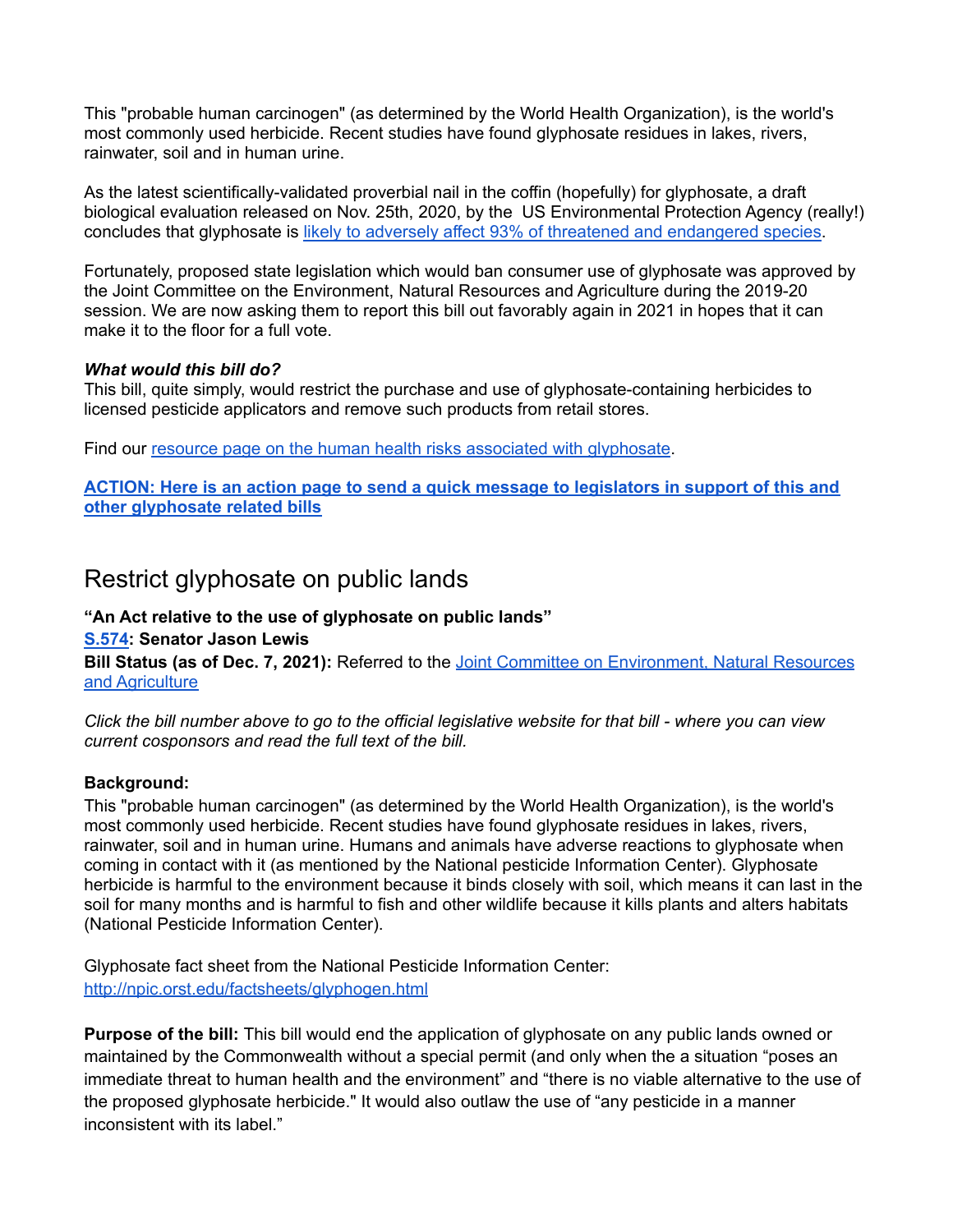This "probable human carcinogen" (as determined by the World Health Organization), is the world's most commonly used herbicide. Recent studies have found glyphosate residues in lakes, rivers, rainwater, soil and in human urine.

As the latest scientifically-validated proverbial nail in the coffin (hopefully) for glyphosate, a draft biological evaluation released on Nov. 25th, 2020, by the US Environmental Protection Agency (really!) concludes that glyphosate is [likely to adversely affect 93% of threatened and endangered species](#).

Fortunately, proposed state legislation which would ban consumer use of glyphosate was approved by the Joint Committee on the Environment, Natural Resources and Agriculture during the 2019-20 session. We are now asking them to report this bill out favorably again in 2021 in hopes that it can make it to the floor for a full vote.

***What would this bill do?***
This bill, quite simply, would restrict the purchase and use of glyphosate-containing herbicides to licensed pesticide applicators and remove such products from retail stores.

Find our [resource page on the human health risks associated with glyphosate](#).

**[ACTION: Here is an action page to send a quick message to legislators in support of this and other glyphosate related bills](#)**

## Restrict glyphosate on public lands

**"An Act relative to the use of glyphosate on public lands"**
**[S.574](#): Senator Jason Lewis**
**Bill Status (as of Dec. 7, 2021):** Referred to the [Joint Committee on Environment, Natural Resources and Agriculture](#)

*Click the bill number above to go to the official legislative website for that bill - where you can view current cosponsors and read the full text of the bill.*

**Background:**
This "probable human carcinogen" (as determined by the World Health Organization), is the world's most commonly used herbicide. Recent studies have found glyphosate residues in lakes, rivers, rainwater, soil and in human urine. Humans and animals have adverse reactions to glyphosate when coming in contact with it (as mentioned by the National pesticide Information Center). Glyphosate herbicide is harmful to the environment because it binds closely with soil, which means it can last in the soil for many months and is harmful to fish and other wildlife because it kills plants and alters habitats (National Pesticide Information Center).

Glyphosate fact sheet from the National Pesticide Information Center:
[http://npic.orst.edu/factsheets/glyphogen.html](http://npic.orst.edu/factsheets/glyphogen.html)

**Purpose of the bill:** This bill would end the application of glyphosate on any public lands owned or maintained by the Commonwealth without a special permit (and only when the a situation "poses an immediate threat to human health and the environment" and "there is no viable alternative to the use of the proposed glyphosate herbicide." It would also outlaw the use of "any pesticide in a manner inconsistent with its label."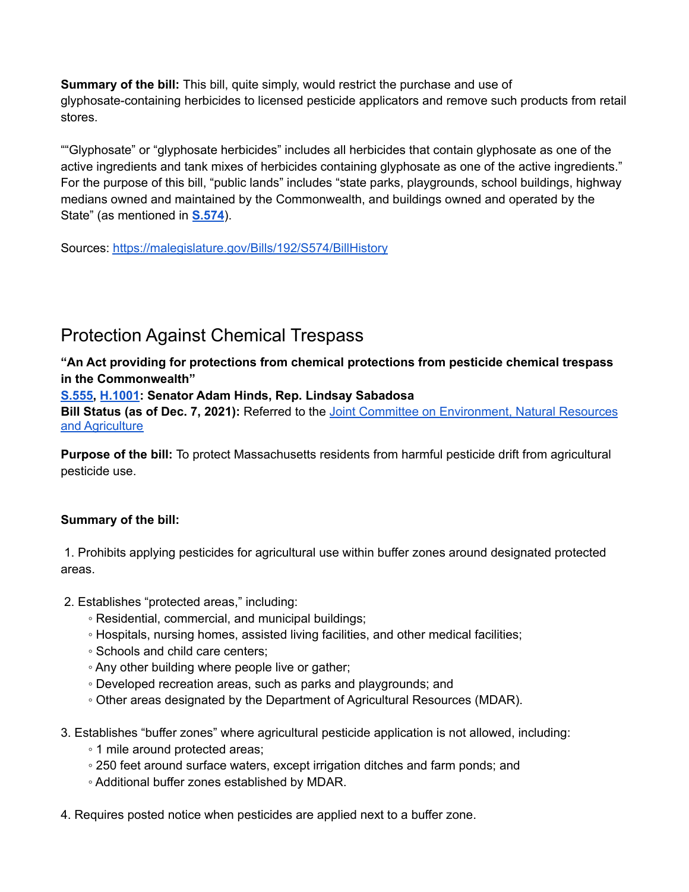**Summary of the bill:** This bill, quite simply, would restrict the purchase and use of glyphosate-containing herbicides to licensed pesticide applicators and remove such products from retail stores.

““Glyphosate” or “glyphosate herbicides” includes all herbicides that contain glyphosate as one of the active ingredients and tank mixes of herbicides containing glyphosate as one of the active ingredients.” For the purpose of this bill, “public lands” includes “state parks, playgrounds, school buildings, highway medians owned and maintained by the Commonwealth, and buildings owned and operated by the State” (as mentioned in **S.574**).

Sources: https://malegislature.gov/Bills/192/S574/BillHistory

## Protection Against Chemical Trespass

**“An Act providing for protections from chemical protections from pesticide chemical trespass in the Commonwealth”**
**S.555, H.1001: Senator Adam Hinds, Rep. Lindsay Sabadosa**
**Bill Status (as of Dec. 7, 2021):** Referred to the Joint Committee on Environment, Natural Resources and Agriculture

**Purpose of the bill:** To protect Massachusetts residents from harmful pesticide drift from agricultural pesticide use.

**Summary of the bill:**

1. Prohibits applying pesticides for agricultural use within buffer zones around designated protected areas.

2. Establishes “protected areas,” including:
   - Residential, commercial, and municipal buildings;
   - Hospitals, nursing homes, assisted living facilities, and other medical facilities;
   - Schools and child care centers;
   - Any other building where people live or gather;
   - Developed recreation areas, such as parks and playgrounds; and
   - Other areas designated by the Department of Agricultural Resources (MDAR).

3. Establishes “buffer zones” where agricultural pesticide application is not allowed, including:
   - 1 mile around protected areas;
   - 250 feet around surface waters, except irrigation ditches and farm ponds; and
   - Additional buffer zones established by MDAR.

4. Requires posted notice when pesticides are applied next to a buffer zone.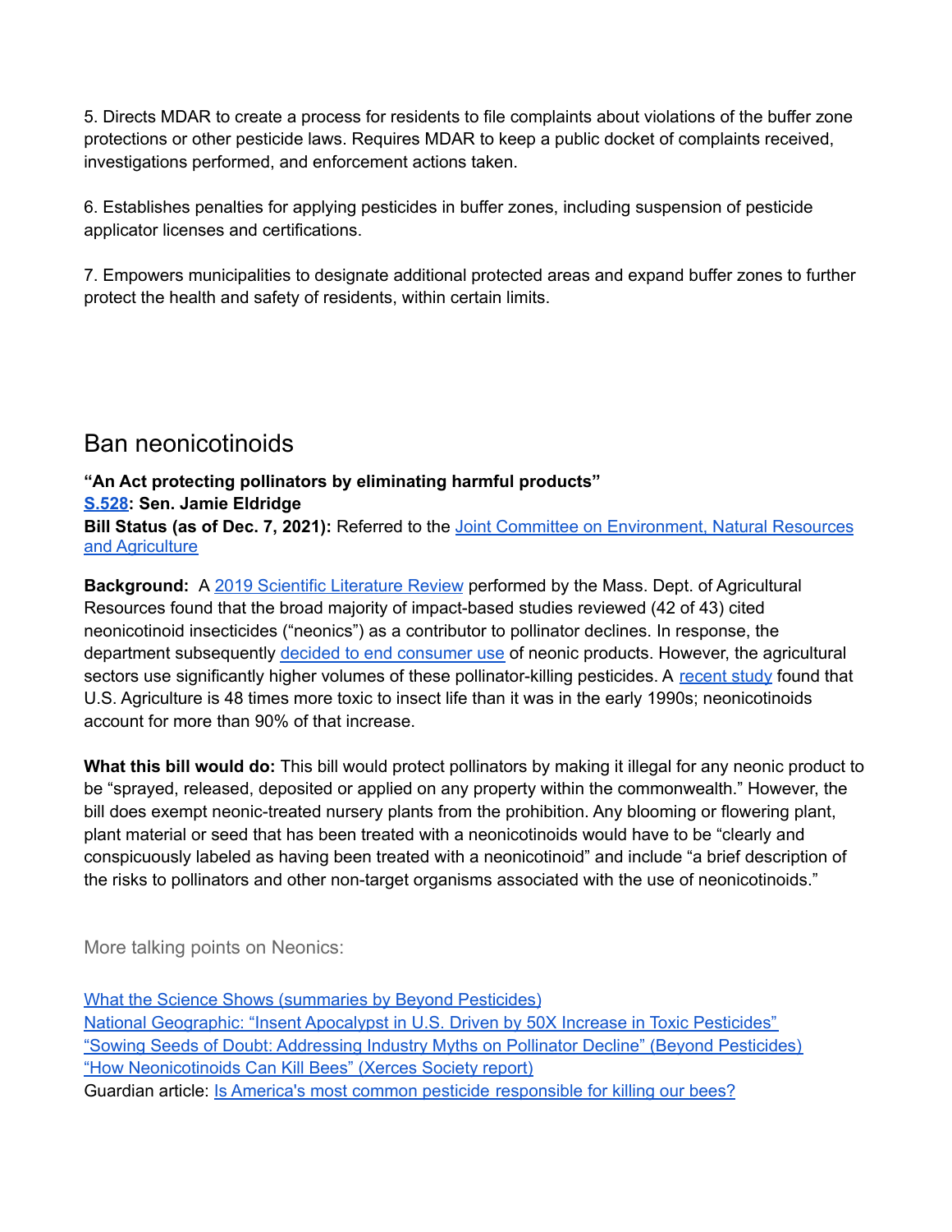5. Directs MDAR to create a process for residents to file complaints about violations of the buffer zone protections or other pesticide laws. Requires MDAR to keep a public docket of complaints received, investigations performed, and enforcement actions taken.

6. Establishes penalties for applying pesticides in buffer zones, including suspension of pesticide applicator licenses and certifications.

7. Empowers municipalities to designate additional protected areas and expand buffer zones to further protect the health and safety of residents, within certain limits.

## Ban neonicotinoids

**"An Act protecting pollinators by eliminating harmful products"**
**S.528: Sen. Jamie Eldridge**
**Bill Status (as of Dec. 7, 2021):** Referred to the Joint Committee on Environment, Natural Resources and Agriculture

**Background:** A 2019 Scientific Literature Review performed by the Mass. Dept. of Agricultural Resources found that the broad majority of impact-based studies reviewed (42 of 43) cited neonicotinoid insecticides ("neonics") as a contributor to pollinator declines. In response, the department subsequently decided to end consumer use of neonic products. However, the agricultural sectors use significantly higher volumes of these pollinator-killing pesticides. A recent study found that U.S. Agriculture is 48 times more toxic to insect life than it was in the early 1990s; neonicotinoids account for more than 90% of that increase.

**What this bill would do:** This bill would protect pollinators by making it illegal for any neonic product to be "sprayed, released, deposited or applied on any property within the commonwealth." However, the bill does exempt neonic-treated nursery plants from the prohibition. Any blooming or flowering plant, plant material or seed that has been treated with a neonicotinoids would have to be "clearly and conspicuously labeled as having been treated with a neonicotinoid" and include "a brief description of the risks to pollinators and other non-target organisms associated with the use of neonicotinoids."

More talking points on Neonics:

What the Science Shows (summaries by Beyond Pesticides)
National Geographic: "Insent Apocalypst in U.S. Driven by 50X Increase in Toxic Pesticides"
"Sowing Seeds of Doubt: Addressing Industry Myths on Pollinator Decline" (Beyond Pesticides)
"How Neonicotinoids Can Kill Bees" (Xerces Society report)
Guardian article: Is America's most common pesticide responsible for killing our bees?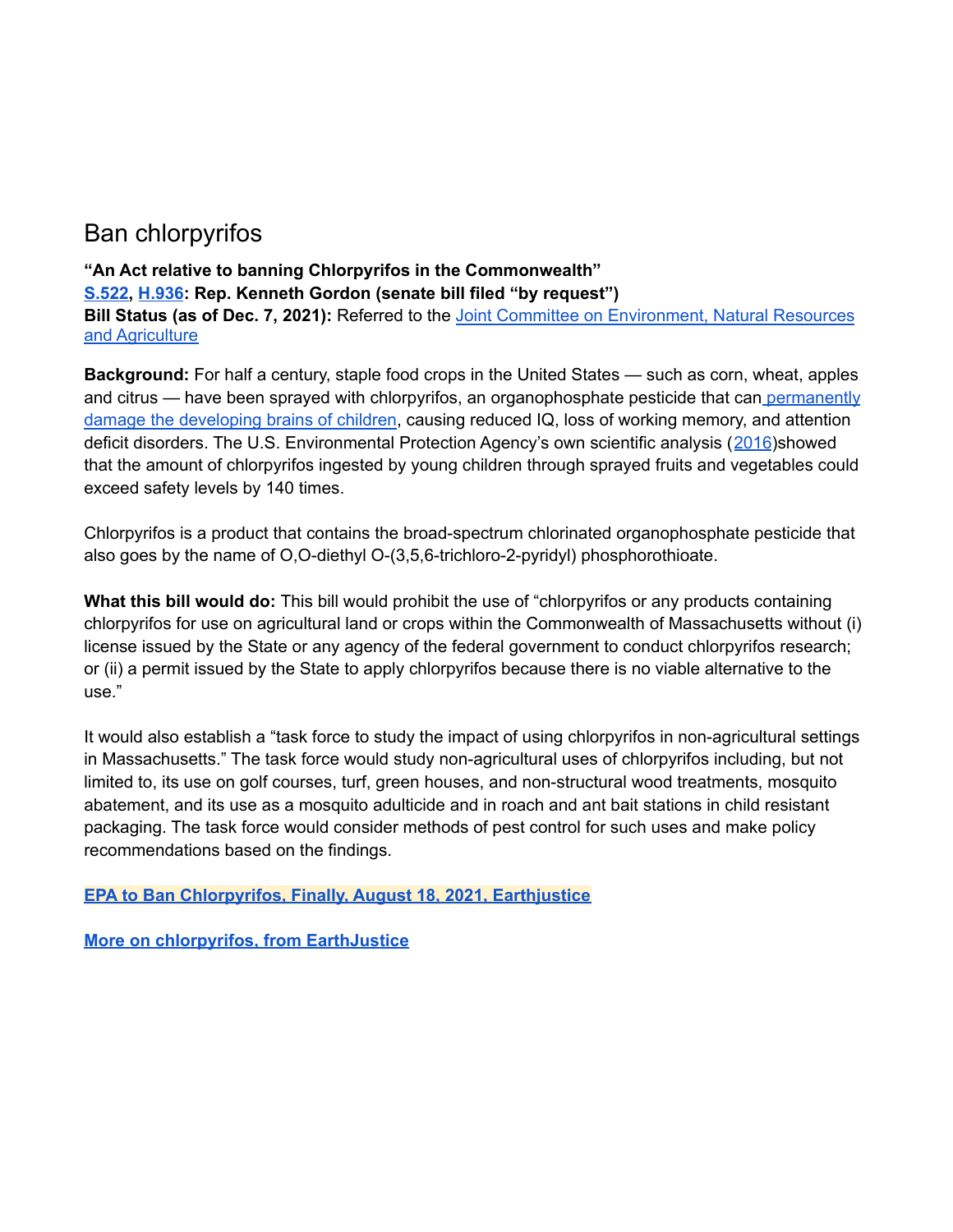## Ban chlorpyrifos

**“An Act relative to banning Chlorpyrifos in the Commonwealth”**
**S.522, H.936: Rep. Kenneth Gordon (senate bill filed “by request”)**
**Bill Status (as of Dec. 7, 2021):** Referred to the Joint Committee on Environment, Natural Resources and Agriculture

**Background:** For half a century, staple food crops in the United States — such as corn, wheat, apples and citrus — have been sprayed with chlorpyrifos, an organophosphate pesticide that can permanently damage the developing brains of children, causing reduced IQ, loss of working memory, and attention deficit disorders. The U.S. Environmental Protection Agency’s own scientific analysis (2016)showed that the amount of chlorpyrifos ingested by young children through sprayed fruits and vegetables could exceed safety levels by 140 times.

Chlorpyrifos is a product that contains the broad-spectrum chlorinated organophosphate pesticide that also goes by the name of O,O-diethyl O-(3,5,6-trichloro-2-pyridyl) phosphorothioate.

**What this bill would do:** This bill would prohibit the use of “chlorpyrifos or any products containing chlorpyrifos for use on agricultural land or crops within the Commonwealth of Massachusetts without (i) license issued by the State or any agency of the federal government to conduct chlorpyrifos research; or (ii) a permit issued by the State to apply chlorpyrifos because there is no viable alternative to the use.”

It would also establish a “task force to study the impact of using chlorpyrifos in non-agricultural settings in Massachusetts.” The task force would study non-agricultural uses of chlorpyrifos including, but not limited to, its use on golf courses, turf, green houses, and non-structural wood treatments, mosquito abatement, and its use as a mosquito adulticide and in roach and ant bait stations in child resistant packaging. The task force would consider methods of pest control for such uses and make policy recommendations based on the findings.

**EPA to Ban Chlorpyrifos, Finally, August 18, 2021, Earthjustice**

**More on chlorpyrifos, from EarthJustice**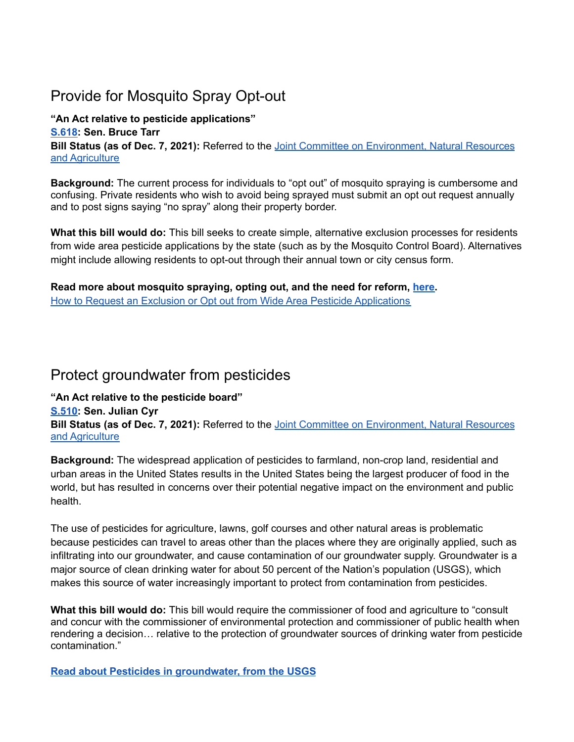## Provide for Mosquito Spray Opt-out

**"An Act relative to pesticide applications"**
**S.618: Sen. Bruce Tarr**
**Bill Status (as of Dec. 7, 2021):** Referred to the Joint Committee on Environment, Natural Resources and Agriculture

**Background:** The current process for individuals to "opt out" of mosquito spraying is cumbersome and confusing. Private residents who wish to avoid being sprayed must submit an opt out request annually and to post signs saying "no spray" along their property border.

**What this bill would do:** This bill seeks to create simple, alternative exclusion processes for residents from wide area pesticide applications by the state (such as by the Mosquito Control Board). Alternatives might include allowing residents to opt-out through their annual town or city census form.

**Read more about mosquito spraying, opting out, and the need for reform, here.**
How to Request an Exclusion or Opt out from Wide Area Pesticide Applications

## Protect groundwater from pesticides

**"An Act relative to the pesticide board"**
**S.510: Sen. Julian Cyr**
**Bill Status (as of Dec. 7, 2021):** Referred to the Joint Committee on Environment, Natural Resources and Agriculture

**Background:** The widespread application of pesticides to farmland, non-crop land, residential and urban areas in the United States results in the United States being the largest producer of food in the world, but has resulted in concerns over their potential negative impact on the environment and public health.

The use of pesticides for agriculture, lawns, golf courses and other natural areas is problematic because pesticides can travel to areas other than the places where they are originally applied, such as infiltrating into our groundwater, and cause contamination of our groundwater supply. Groundwater is a major source of clean drinking water for about 50 percent of the Nation's population (USGS), which makes this source of water increasingly important to protect from contamination from pesticides.

**What this bill would do:** This bill would require the commissioner of food and agriculture to "consult and concur with the commissioner of environmental protection and commissioner of public health when rendering a decision… relative to the protection of groundwater sources of drinking water from pesticide contamination."

**Read about Pesticides in groundwater, from the USGS**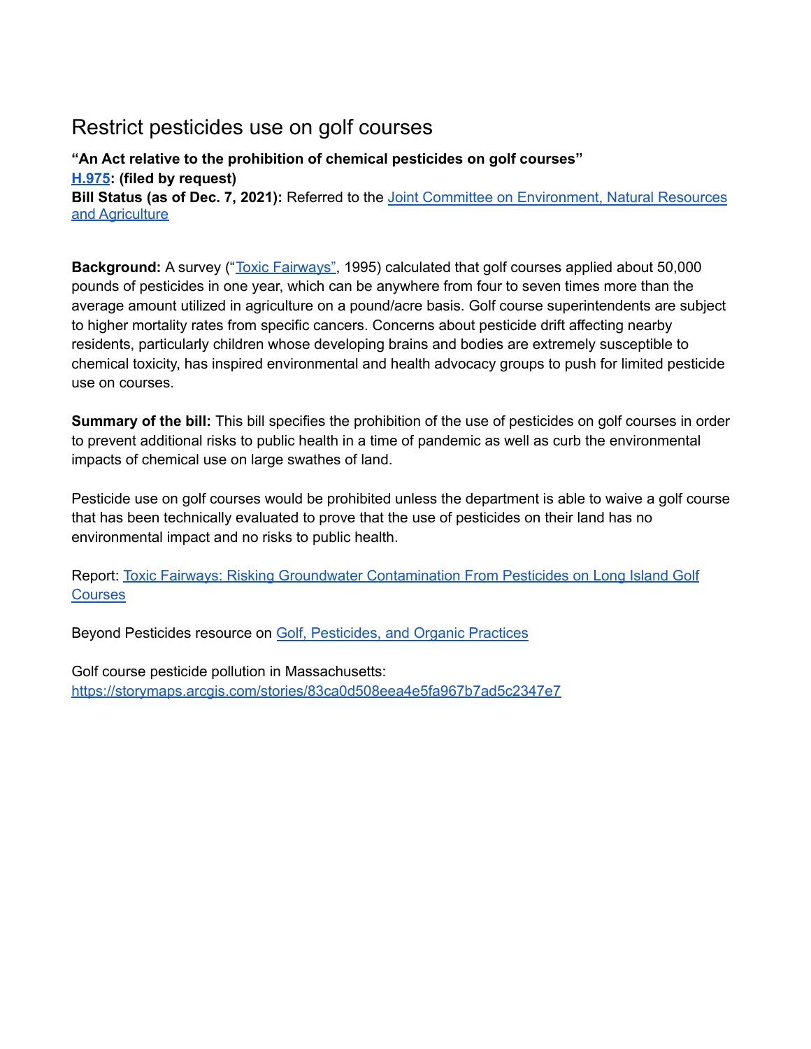# Restrict pesticides use on golf courses

**"An Act relative to the prohibition of chemical pesticides on golf courses"**
**H.975: (filed by request)**
**Bill Status (as of Dec. 7, 2021):** Referred to the Joint Committee on Environment, Natural Resources and Agriculture

**Background:** A survey ("Toxic Fairways", 1995) calculated that golf courses applied about 50,000 pounds of pesticides in one year, which can be anywhere from four to seven times more than the average amount utilized in agriculture on a pound/acre basis. Golf course superintendents are subject to higher mortality rates from specific cancers. Concerns about pesticide drift affecting nearby residents, particularly children whose developing brains and bodies are extremely susceptible to chemical toxicity, has inspired environmental and health advocacy groups to push for limited pesticide use on courses.

**Summary of the bill:** This bill specifies the prohibition of the use of pesticides on golf courses in order to prevent additional risks to public health in a time of pandemic as well as curb the environmental impacts of chemical use on large swathes of land.

Pesticide use on golf courses would be prohibited unless the department is able to waive a golf course that has been technically evaluated to prove that the use of pesticides on their land has no environmental impact and no risks to public health.

Report: Toxic Fairways: Risking Groundwater Contamination From Pesticides on Long Island Golf Courses

Beyond Pesticides resource on Golf, Pesticides, and Organic Practices

Golf course pesticide pollution in Massachusetts:
https://storymaps.arcgis.com/stories/83ca0d508eea4e5fa967b7ad5c2347e7